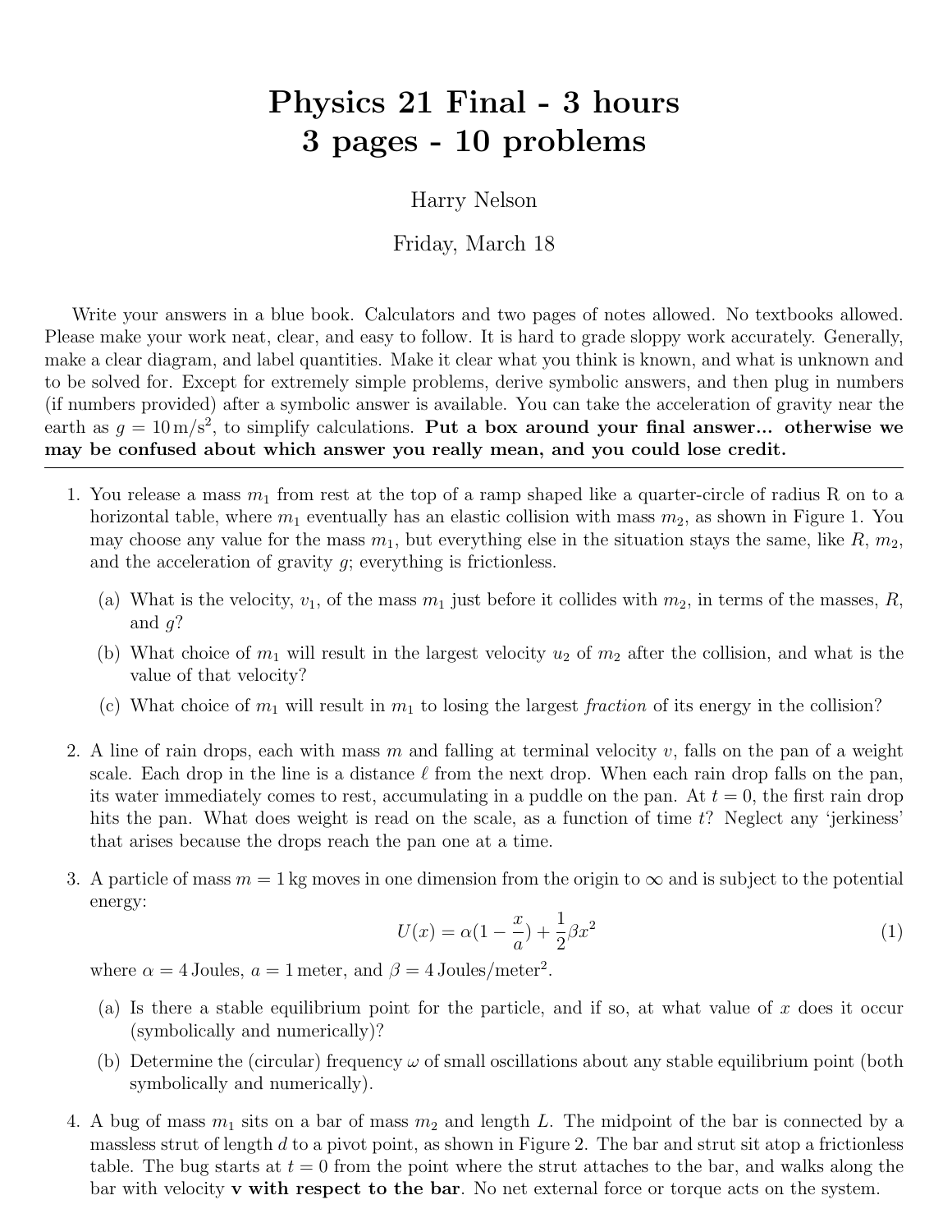# Physics 21 Final - 3 hours
# 3 pages - 10 problems

Harry Nelson

Friday, March 18

Write your answers in a blue book. Calculators and two pages of notes allowed. No textbooks allowed. Please make your work neat, clear, and easy to follow. It is hard to grade sloppy work accurately. Generally, make a clear diagram, and label quantities. Make it clear what you think is known, and what is unknown and to be solved for. Except for extremely simple problems, derive symbolic answers, and then plug in numbers (if numbers provided) after a symbolic answer is available. You can take the acceleration of gravity near the earth as $g = 10\,\mathrm{m/s^2}$, to simplify calculations. **Put a box around your final answer... otherwise we may be confused about which answer you really mean, and you could lose credit.**

---

1. You release a mass $m_1$ from rest at the top of a ramp shaped like a quarter-circle of radius R on to a horizontal table, where $m_1$ eventually has an elastic collision with mass $m_2$, as shown in Figure 1. You may choose any value for the mass $m_1$, but everything else in the situation stays the same, like $R$, $m_2$, and the acceleration of gravity $g$; everything is frictionless.

   (a) What is the velocity, $v_1$, of the mass $m_1$ just before it collides with $m_2$, in terms of the masses, $R$, and $g$?

   (b) What choice of $m_1$ will result in the largest velocity $u_2$ of $m_2$ after the collision, and what is the value of that velocity?

   (c) What choice of $m_1$ will result in $m_1$ to losing the largest *fraction* of its energy in the collision?

2. A line of rain drops, each with mass $m$ and falling at terminal velocity $v$, falls on the pan of a weight scale. Each drop in the line is a distance $\ell$ from the next drop. When each rain drop falls on the pan, its water immediately comes to rest, accumulating in a puddle on the pan. At $t = 0$, the first rain drop hits the pan. What does weight is read on the scale, as a function of time $t$? Neglect any 'jerkiness' that arises because the drops reach the pan one at a time.

3. A particle of mass $m = 1\,\mathrm{kg}$ moves in one dimension from the origin to $\infty$ and is subject to the potential energy:

$$U(x) = \alpha(1 - \frac{x}{a}) + \frac{1}{2}\beta x^2 \tag{1}$$

   where $\alpha = 4\,\mathrm{Joules}$, $a = 1\,\mathrm{meter}$, and $\beta = 4\,\mathrm{Joules/meter^2}$.

   (a) Is there a stable equilibrium point for the particle, and if so, at what value of $x$ does it occur (symbolically and numerically)?

   (b) Determine the (circular) frequency $\omega$ of small oscillations about any stable equilibrium point (both symbolically and numerically).

4. A bug of mass $m_1$ sits on a bar of mass $m_2$ and length $L$. The midpoint of the bar is connected by a massless strut of length $d$ to a pivot point, as shown in Figure 2. The bar and strut sit atop a frictionless table. The bug starts at $t = 0$ from the point where the strut attaches to the bar, and walks along the bar with velocity **v with respect to the bar**. No net external force or torque acts on the system.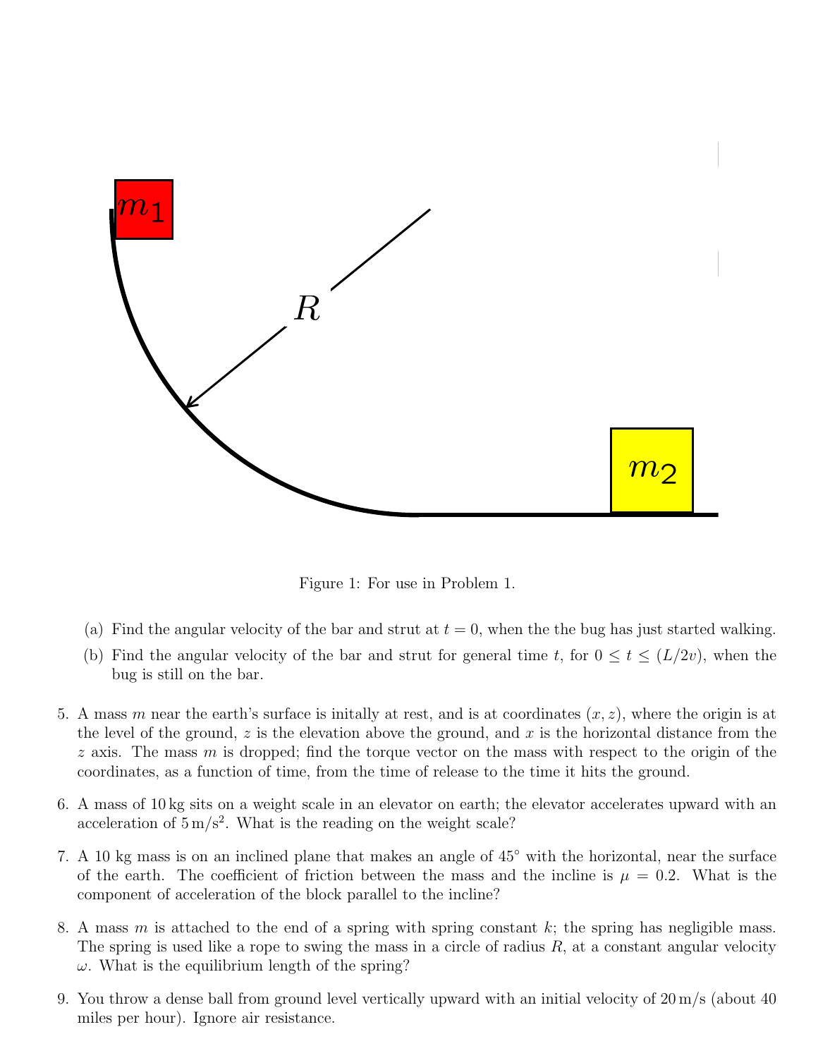Figure 1: For use in Problem 1.

(a) Find the angular velocity of the bar and strut at $t = 0$, when the the bug has just started walking.

(b) Find the angular velocity of the bar and strut for general time $t$, for $0 \le t \le (L/2v)$, when the bug is still on the bar.

5. A mass $m$ near the earth's surface is initally at rest, and is at coordinates $(x, z)$, where the origin is at the level of the ground, $z$ is the elevation above the ground, and $x$ is the horizontal distance from the $z$ axis. The mass $m$ is dropped; find the torque vector on the mass with respect to the origin of the coordinates, as a function of time, from the time of release to the time it hits the ground.

6. A mass of 10 kg sits on a weight scale in an elevator on earth; the elevator accelerates upward with an acceleration of $5\,\text{m/s}^2$. What is the reading on the weight scale?

7. A 10 kg mass is on an inclined plane that makes an angle of $45^\circ$ with the horizontal, near the surface of the earth. The coefficient of friction between the mass and the incline is $\mu = 0.2$. What is the component of acceleration of the block parallel to the incline?

8. A mass $m$ is attached to the end of a spring with spring constant $k$; the spring has negligible mass. The spring is used like a rope to swing the mass in a circle of radius $R$, at a constant angular velocity $\omega$. What is the equilibrium length of the spring?

9. You throw a dense ball from ground level vertically upward with an initial velocity of 20 m/s (about 40 miles per hour). Ignore air resistance.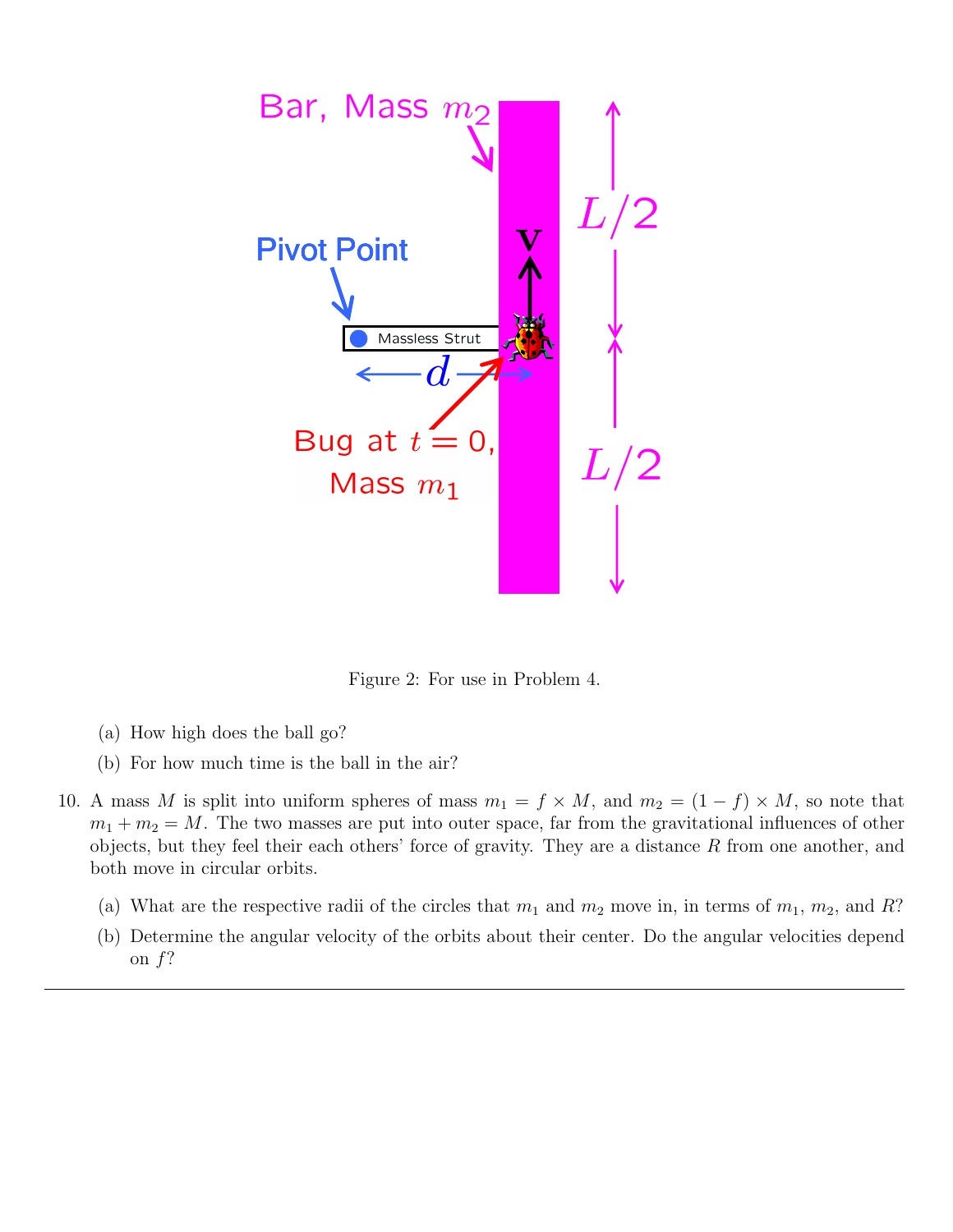Bar, Mass $m_2$

Pivot Point

Massless Strut

$\mathbf{v}$

$L/2$

$L/2$

$d$

Bug at $t = 0$,
Mass $m_1$

Figure 2: For use in Problem 4.

(a) How high does the ball go?

(b) For how much time is the ball in the air?

10. A mass $M$ is split into uniform spheres of mass $m_1 = f \times M$, and $m_2 = (1 - f) \times M$, so note that $m_1 + m_2 = M$. The two masses are put into outer space, far from the gravitational influences of other objects, but they feel their each others' force of gravity. They are a distance $R$ from one another, and both move in circular orbits.

    (a) What are the respective radii of the circles that $m_1$ and $m_2$ move in, in terms of $m_1$, $m_2$, and $R$?

    (b) Determine the angular velocity of the orbits about their center. Do the angular velocities depend on $f$?